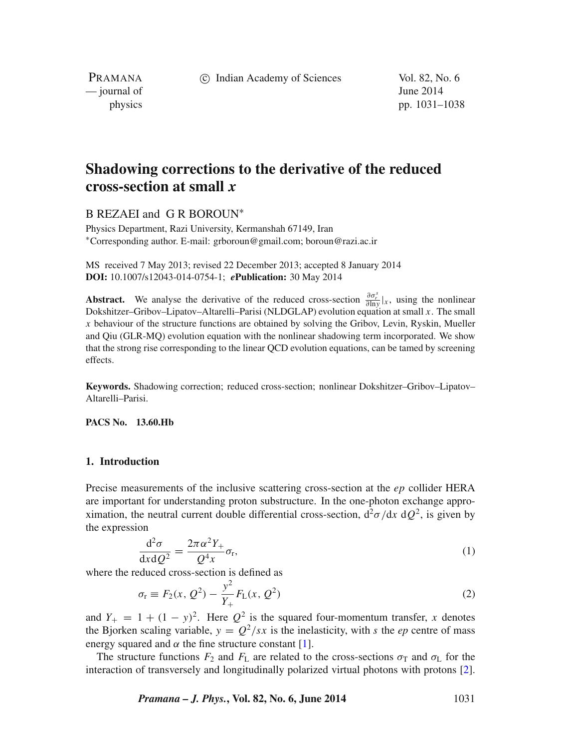# Shadowing corrections to the derivative of the reduced cross-section at small *x*

B REZAEI and G R BOROUN*

Physics Department, Razi University, Kermanshah 67149, Iran
*Corresponding author. E-mail: grboroun@gmail.com; boroun@razi.ac.ir

MS received 7 May 2013; revised 22 December 2013; accepted 8 January 2014
**DOI:** 10.1007/s12043-014-0754-1; ***e*Publication:** 30 May 2014

**Abstract.** We analyse the derivative of the reduced cross-section $\frac{\partial \sigma_r^s}{\partial \ln y}|_x$, using the nonlinear Dokshitzer–Gribov–Lipatov–Altarelli–Parisi (NLDGLAP) evolution equation at small $x$. The small $x$ behaviour of the structure functions are obtained by solving the Gribov, Levin, Ryskin, Mueller and Qiu (GLR-MQ) evolution equation with the nonlinear shadowing term incorporated. We show that the strong rise corresponding to the linear QCD evolution equations, can be tamed by screening effects.

**Keywords.** Shadowing correction; reduced cross-section; nonlinear Dokshitzer–Gribov–Lipatov–Altarelli–Parisi.

**PACS No. 13.60.Hb**

## 1. Introduction

Precise measurements of the inclusive scattering cross-section at the *ep* collider HERA are important for understanding proton substructure. In the one-photon exchange approximation, the neutral current double differential cross-section, $\mathrm{d}^2\sigma/\mathrm{d}x\,\mathrm{d}Q^2$, is given by the expression

$$\frac{\mathrm{d}^2\sigma}{\mathrm{d}x\mathrm{d}Q^2} = \frac{2\pi\alpha^2 Y_+}{Q^4 x}\sigma_\mathrm{r}, \tag{1}$$

where the reduced cross-section is defined as

$$\sigma_\mathrm{r} \equiv F_2(x, Q^2) - \frac{y^2}{Y_+}F_\mathrm{L}(x, Q^2) \tag{2}$$

and $Y_+ = 1 + (1 - y)^2$. Here $Q^2$ is the squared four-momentum transfer, $x$ denotes the Bjorken scaling variable, $y = Q^2/sx$ is the inelasticity, with $s$ the *ep* centre of mass energy squared and $\alpha$ the fine structure constant [1].

The structure functions $F_2$ and $F_\mathrm{L}$ are related to the cross-sections $\sigma_\mathrm{T}$ and $\sigma_\mathrm{L}$ for the interaction of transversely and longitudinally polarized virtual photons with protons [2].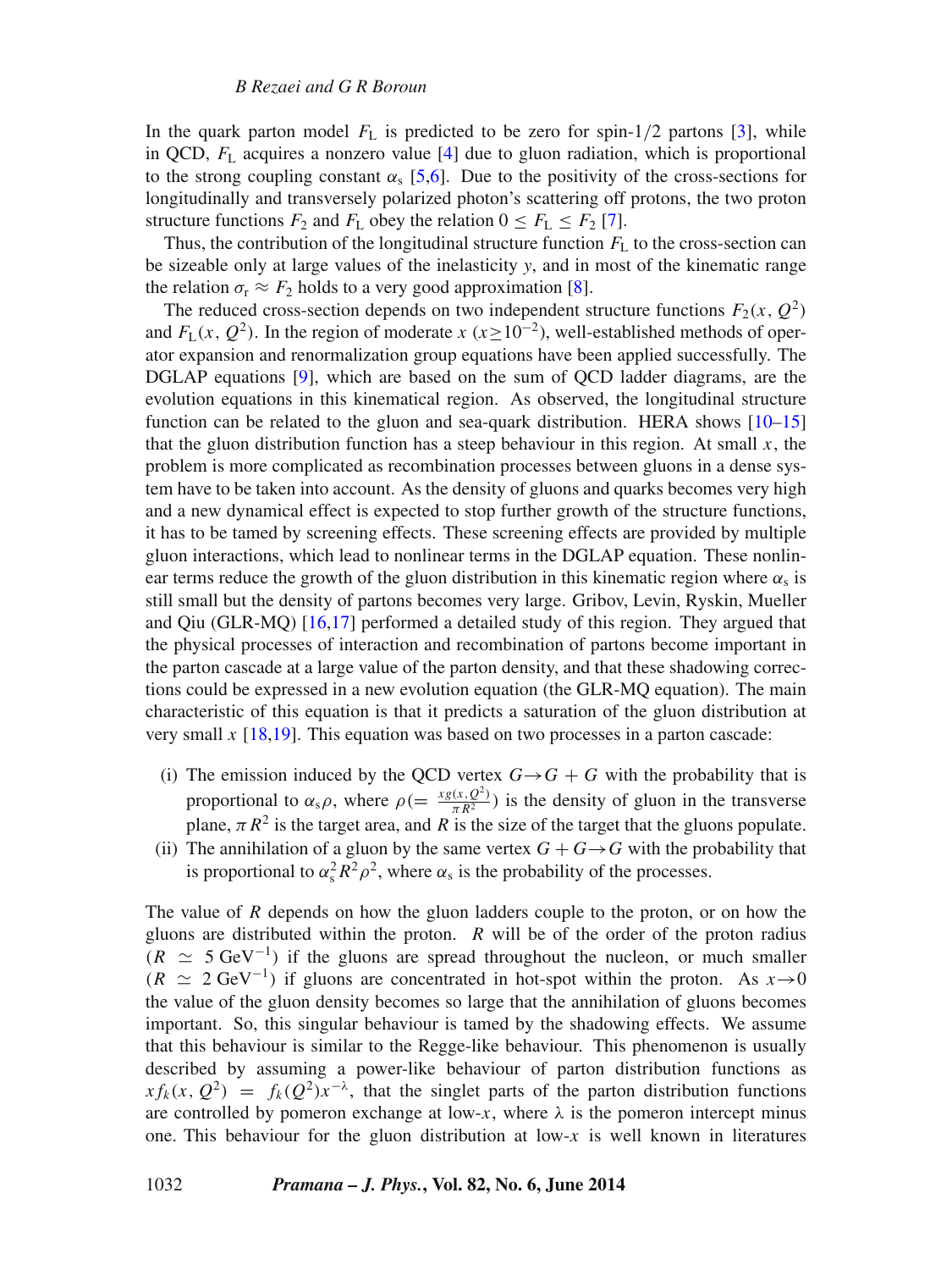In the quark parton model $F_L$ is predicted to be zero for spin-1/2 partons [3], while in QCD, $F_L$ acquires a nonzero value [4] due to gluon radiation, which is proportional to the strong coupling constant $\alpha_s$ [5,6]. Due to the positivity of the cross-sections for longitudinally and transversely polarized photon's scattering off protons, the two proton structure functions $F_2$ and $F_L$ obey the relation $0 \leq F_L \leq F_2$ [7].

Thus, the contribution of the longitudinal structure function $F_L$ to the cross-section can be sizeable only at large values of the inelasticity $y$, and in most of the kinematic range the relation $\sigma_r \approx F_2$ holds to a very good approximation [8].

The reduced cross-section depends on two independent structure functions $F_2(x, Q^2)$ and $F_L(x, Q^2)$. In the region of moderate $x$ ($x \gtrsim 10^{-2}$), well-established methods of operator expansion and renormalization group equations have been applied successfully. The DGLAP equations [9], which are based on the sum of QCD ladder diagrams, are the evolution equations in this kinematical region. As observed, the longitudinal structure function can be related to the gluon and sea-quark distribution. HERA shows [10–15] that the gluon distribution function has a steep behaviour in this region. At small $x$, the problem is more complicated as recombination processes between gluons in a dense system have to be taken into account. As the density of gluons and quarks becomes very high and a new dynamical effect is expected to stop further growth of the structure functions, it has to be tamed by screening effects. These screening effects are provided by multiple gluon interactions, which lead to nonlinear terms in the DGLAP equation. These nonlinear terms reduce the growth of the gluon distribution in this kinematic region where $\alpha_s$ is still small but the density of partons becomes very large. Gribov, Levin, Ryskin, Mueller and Qiu (GLR-MQ) [16,17] performed a detailed study of this region. They argued that the physical processes of interaction and recombination of partons become important in the parton cascade at a large value of the parton density, and that these shadowing corrections could be expressed in a new evolution equation (the GLR-MQ equation). The main characteristic of this equation is that it predicts a saturation of the gluon distribution at very small $x$ [18,19]. This equation was based on two processes in a parton cascade:

(i) The emission induced by the QCD vertex $G \to G + G$ with the probability that is proportional to $\alpha_s \rho$, where $\rho (= \frac{xg(x,Q^2)}{\pi R^2})$ is the density of gluon in the transverse plane, $\pi R^2$ is the target area, and $R$ is the size of the target that the gluons populate.

(ii) The annihilation of a gluon by the same vertex $G + G \to G$ with the probability that is proportional to $\alpha_s^2 R^2 \rho^2$, where $\alpha_s$ is the probability of the processes.

The value of $R$ depends on how the gluon ladders couple to the proton, or on how the gluons are distributed within the proton. $R$ will be of the order of the proton radius ($R \simeq 5\ \text{GeV}^{-1}$) if the gluons are spread throughout the nucleon, or much smaller ($R \simeq 2\ \text{GeV}^{-1}$) if gluons are concentrated in hot-spot within the proton. As $x \to 0$ the value of the gluon density becomes so large that the annihilation of gluons becomes important. So, this singular behaviour is tamed by the shadowing effects. We assume that this behaviour is similar to the Regge-like behaviour. This phenomenon is usually described by assuming a power-like behaviour of parton distribution functions as $xf_k(x, Q^2) = f_k(Q^2)x^{-\lambda}$, that the singlet parts of the parton distribution functions are controlled by pomeron exchange at low-$x$, where $\lambda$ is the pomeron intercept minus one. This behaviour for the gluon distribution at low-$x$ is well known in literatures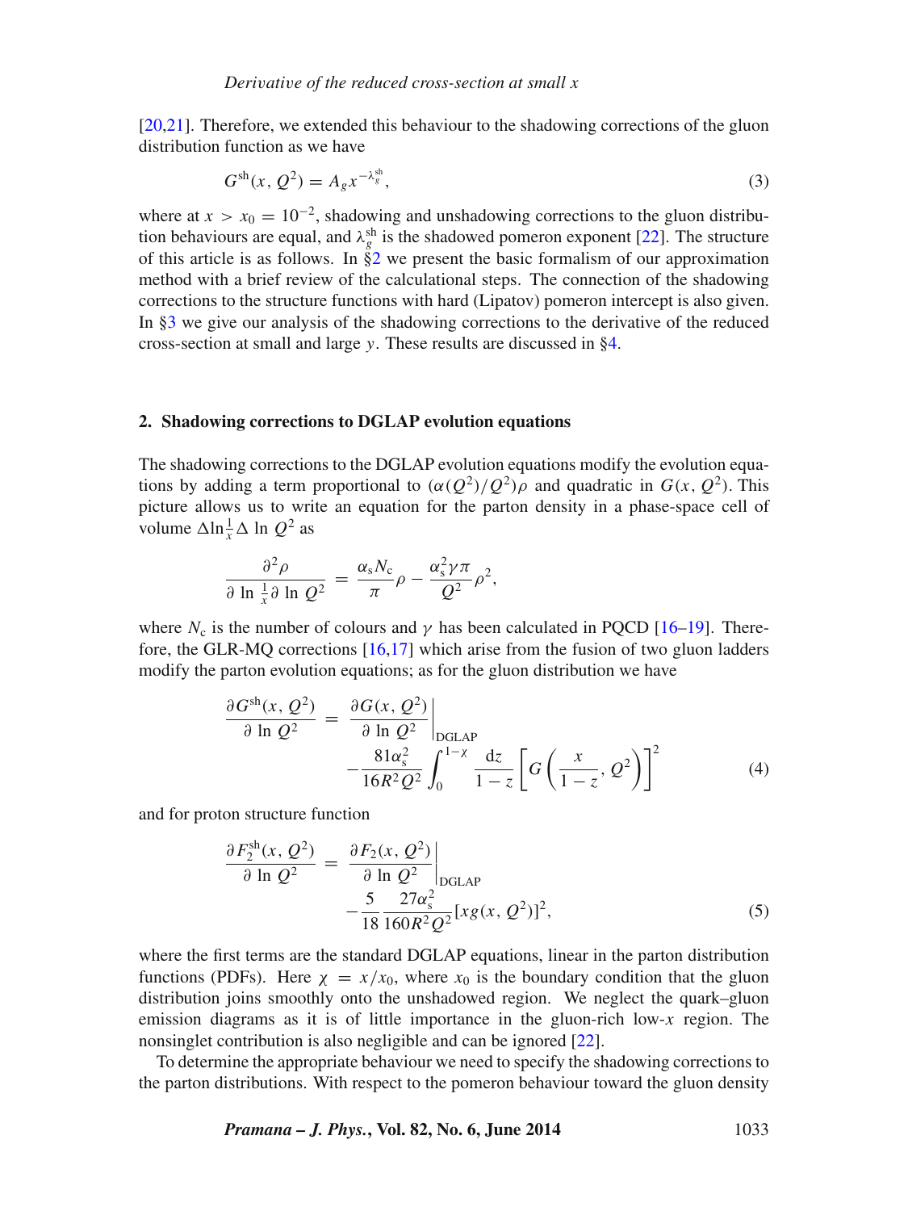[20,21]. Therefore, we extended this behaviour to the shadowing corrections of the gluon distribution function as we have

$$G^{\text{sh}}(x, Q^2) = A_g x^{-\lambda_g^{\text{sh}}}, \tag{3}$$

where at $x > x_0 = 10^{-2}$, shadowing and unshadowing corrections to the gluon distribution behaviours are equal, and $\lambda_g^{\text{sh}}$ is the shadowed pomeron exponent [22]. The structure of this article is as follows. In §2 we present the basic formalism of our approximation method with a brief review of the calculational steps. The connection of the shadowing corrections to the structure functions with hard (Lipatov) pomeron intercept is also given. In §3 we give our analysis of the shadowing corrections to the derivative of the reduced cross-section at small and large $y$. These results are discussed in §4.

## 2. Shadowing corrections to DGLAP evolution equations

The shadowing corrections to the DGLAP evolution equations modify the evolution equations by adding a term proportional to $(\alpha(Q^2)/Q^2)\rho$ and quadratic in $G(x, Q^2)$. This picture allows us to write an equation for the parton density in a phase-space cell of volume $\Delta \ln\frac{1}{x} \Delta \ln Q^2$ as

$$\frac{\partial^2 \rho}{\partial \ln \frac{1}{x} \partial \ln Q^2} = \frac{\alpha_s N_c}{\pi}\rho - \frac{\alpha_s^2 \gamma \pi}{Q^2}\rho^2,$$

where $N_c$ is the number of colours and $\gamma$ has been calculated in PQCD [16–19]. Therefore, the GLR-MQ corrections [16,17] which arise from the fusion of two gluon ladders modify the parton evolution equations; as for the gluon distribution we have

$$\frac{\partial G^{\text{sh}}(x, Q^2)}{\partial \ln Q^2} = \left.\frac{\partial G(x, Q^2)}{\partial \ln Q^2}\right|_{\text{DGLAP}} - \frac{81\alpha_s^2}{16R^2 Q^2}\int_0^{1-\chi} \frac{\mathrm{d}z}{1-z}\left[G\left(\frac{x}{1-z}, Q^2\right)\right]^2 \tag{4}$$

and for proton structure function

$$\frac{\partial F_2^{\text{sh}}(x, Q^2)}{\partial \ln Q^2} = \left.\frac{\partial F_2(x, Q^2)}{\partial \ln Q^2}\right|_{\text{DGLAP}} - \frac{5}{18}\frac{27\alpha_s^2}{160R^2 Q^2}[xg(x, Q^2)]^2, \tag{5}$$

where the first terms are the standard DGLAP equations, linear in the parton distribution functions (PDFs). Here $\chi = x/x_0$, where $x_0$ is the boundary condition that the gluon distribution joins smoothly onto the unshadowed region. We neglect the quark–gluon emission diagrams as it is of little importance in the gluon-rich low-$x$ region. The nonsinglet contribution is also negligible and can be ignored [22].

To determine the appropriate behaviour we need to specify the shadowing corrections to the parton distributions. With respect to the pomeron behaviour toward the gluon density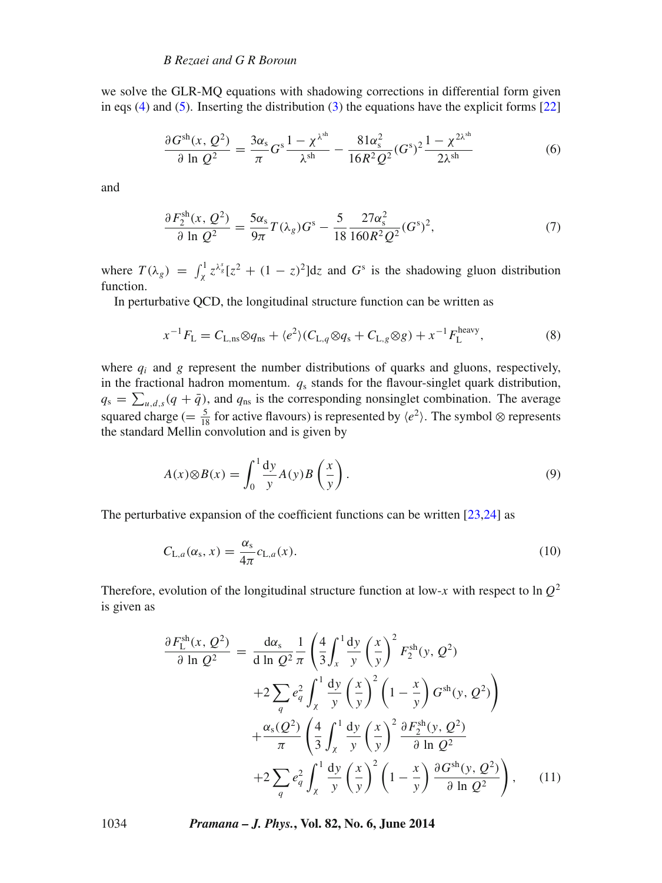we solve the GLR-MQ equations with shadowing corrections in differential form given in eqs (4) and (5). Inserting the distribution (3) the equations have the explicit forms [22]

$$\frac{\partial G^{\mathrm{sh}}(x, Q^2)}{\partial \ln Q^2} = \frac{3\alpha_{\mathrm{s}}}{\pi} G^{\mathrm{s}} \frac{1-\chi^{\lambda^{\mathrm{sh}}}}{\lambda^{\mathrm{sh}}} - \frac{81\alpha_{\mathrm{s}}^2}{16R^2Q^2}(G^{\mathrm{s}})^2 \frac{1-\chi^{2\lambda^{\mathrm{sh}}}}{2\lambda^{\mathrm{sh}}} \tag{6}$$

and

$$\frac{\partial F_2^{\mathrm{sh}}(x, Q^2)}{\partial \ln Q^2} = \frac{5\alpha_{\mathrm{s}}}{9\pi} T(\lambda_g) G^{\mathrm{s}} - \frac{5}{18}\frac{27\alpha_{\mathrm{s}}^2}{160R^2Q^2}(G^{\mathrm{s}})^2, \tag{7}$$

where $T(\lambda_g) = \int_\chi^1 z^{\lambda_g^s}[z^2 + (1-z)^2]\mathrm{d}z$ and $G^{\mathrm{s}}$ is the shadowing gluon distribution function.

In perturbative QCD, the longitudinal structure function can be written as

$$x^{-1}F_{\mathrm{L}} = C_{\mathrm{L,ns}} \otimes q_{\mathrm{ns}} + \langle e^2 \rangle (C_{\mathrm{L},q} \otimes q_{\mathrm{s}} + C_{\mathrm{L},g} \otimes g) + x^{-1}F_{\mathrm{L}}^{\mathrm{heavy}}, \tag{8}$$

where $q_i$ and $g$ represent the number distributions of quarks and gluons, respectively, in the fractional hadron momentum. $q_{\mathrm{s}}$ stands for the flavour-singlet quark distribution, $q_{\mathrm{s}} = \sum_{u,d,s}(q + \bar{q})$, and $q_{\mathrm{ns}}$ is the corresponding nonsinglet combination. The average squared charge ($= \frac{5}{18}$ for active flavours) is represented by $\langle e^2 \rangle$. The symbol $\otimes$ represents the standard Mellin convolution and is given by

$$A(x) \otimes B(x) = \int_0^1 \frac{\mathrm{d}y}{y} A(y) B\left(\frac{x}{y}\right). \tag{9}$$

The perturbative expansion of the coefficient functions can be written [23,24] as

$$C_{\mathrm{L},a}(\alpha_{\mathrm{s}}, x) = \frac{\alpha_{\mathrm{s}}}{4\pi} c_{\mathrm{L},a}(x). \tag{10}$$

Therefore, evolution of the longitudinal structure function at low-$x$ with respect to $\ln Q^2$ is given as

$$\begin{aligned}
\frac{\partial F_{\mathrm{L}}^{\mathrm{sh}}(x, Q^2)}{\partial \ln Q^2} = {} & \frac{\mathrm{d}\alpha_{\mathrm{s}}}{\mathrm{d}\ln Q^2} \frac{1}{\pi} \left( \frac{4}{3} \int_x^1 \frac{\mathrm{d}y}{y} \left(\frac{x}{y}\right)^2 F_2^{\mathrm{sh}}(y, Q^2) \right. \\
& \left. + 2\sum_q e_q^2 \int_\chi^1 \frac{\mathrm{d}y}{y} \left(\frac{x}{y}\right)^2 \left(1 - \frac{x}{y}\right) G^{\mathrm{sh}}(y, Q^2) \right) \\
& + \frac{\alpha_{\mathrm{s}}(Q^2)}{\pi} \left( \frac{4}{3} \int_\chi^1 \frac{\mathrm{d}y}{y} \left(\frac{x}{y}\right)^2 \frac{\partial F_2^{\mathrm{sh}}(y, Q^2)}{\partial \ln Q^2} \right. \\
& \left. + 2\sum_q e_q^2 \int_\chi^1 \frac{\mathrm{d}y}{y} \left(\frac{x}{y}\right)^2 \left(1 - \frac{x}{y}\right) \frac{\partial G^{\mathrm{sh}}(y, Q^2)}{\partial \ln Q^2} \right),
\end{aligned} \tag{11}$$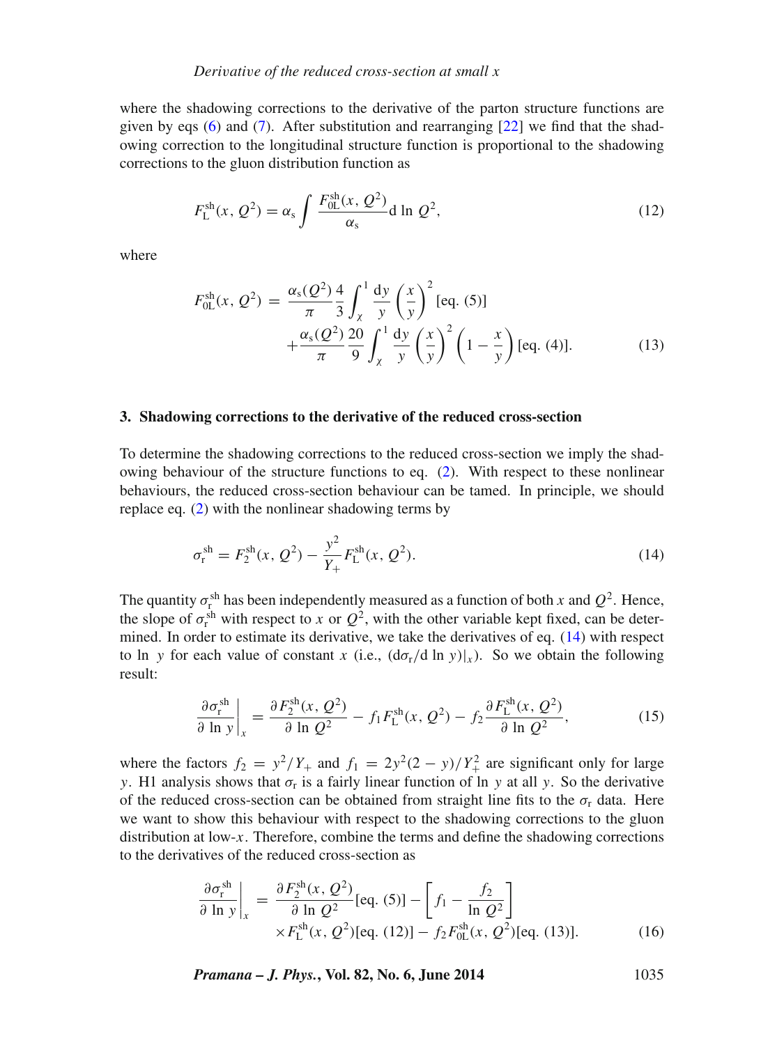where the shadowing corrections to the derivative of the parton structure functions are given by eqs (6) and (7). After substitution and rearranging [22] we find that the shadowing correction to the longitudinal structure function is proportional to the shadowing corrections to the gluon distribution function as

$$F_{\mathrm{L}}^{\mathrm{sh}}(x, Q^2) = \alpha_{\mathrm{s}} \int \frac{F_{0\mathrm{L}}^{\mathrm{sh}}(x, Q^2)}{\alpha_{\mathrm{s}}} \mathrm{d} \ln Q^2, \tag{12}$$

where

$$\begin{aligned} F_{0\mathrm{L}}^{\mathrm{sh}}(x, Q^2) = \; & \frac{\alpha_{\mathrm{s}}(Q^2)}{\pi} \frac{4}{3} \int_{\chi}^{1} \frac{\mathrm{d}y}{y} \left(\frac{x}{y}\right)^2 [\text{eq. (5)}] \\ & + \frac{\alpha_{\mathrm{s}}(Q^2)}{\pi} \frac{20}{9} \int_{\chi}^{1} \frac{\mathrm{d}y}{y} \left(\frac{x}{y}\right)^2 \left(1 - \frac{x}{y}\right) [\text{eq. (4)}]. \end{aligned} \tag{13}$$

## 3. Shadowing corrections to the derivative of the reduced cross-section

To determine the shadowing corrections to the reduced cross-section we imply the shadowing behaviour of the structure functions to eq. (2). With respect to these nonlinear behaviours, the reduced cross-section behaviour can be tamed. In principle, we should replace eq. (2) with the nonlinear shadowing terms by

$$\sigma_{\mathrm{r}}^{\mathrm{sh}} = F_2^{\mathrm{sh}}(x, Q^2) - \frac{y^2}{Y_+} F_{\mathrm{L}}^{\mathrm{sh}}(x, Q^2). \tag{14}$$

The quantity $\sigma_{\mathrm{r}}^{\mathrm{sh}}$ has been independently measured as a function of both $x$ and $Q^2$. Hence, the slope of $\sigma_{\mathrm{r}}^{\mathrm{sh}}$ with respect to $x$ or $Q^2$, with the other variable kept fixed, can be determined. In order to estimate its derivative, we take the derivatives of eq. (14) with respect to $\ln\, y$ for each value of constant $x$ (i.e., $(\mathrm{d}\sigma_{\mathrm{r}}/\mathrm{d} \ln y)|_x$). So we obtain the following result:

$$\left.\frac{\partial \sigma_{\mathrm{r}}^{\mathrm{sh}}}{\partial \ln y}\right|_x = \frac{\partial F_2^{\mathrm{sh}}(x, Q^2)}{\partial \ln Q^2} - f_1 F_{\mathrm{L}}^{\mathrm{sh}}(x, Q^2) - f_2 \frac{\partial F_{\mathrm{L}}^{\mathrm{sh}}(x, Q^2)}{\partial \ln Q^2}, \tag{15}$$

where the factors $f_2 = y^2/Y_+$ and $f_1 = 2y^2(2-y)/Y_+^2$ are significant only for large $y$. H1 analysis shows that $\sigma_{\mathrm{r}}$ is a fairly linear function of $\ln\, y$ at all $y$. So the derivative of the reduced cross-section can be obtained from straight line fits to the $\sigma_{\mathrm{r}}$ data. Here we want to show this behaviour with respect to the shadowing corrections to the gluon distribution at low-$x$. Therefore, combine the terms and define the shadowing corrections to the derivatives of the reduced cross-section as

$$\begin{aligned} \left.\frac{\partial \sigma_{\mathrm{r}}^{\mathrm{sh}}}{\partial \ln y}\right|_x = \; & \frac{\partial F_2^{\mathrm{sh}}(x, Q^2)}{\partial \ln Q^2} [\text{eq. (5)}] - \left[f_1 - \frac{f_2}{\ln Q^2}\right] \\ & \times F_{\mathrm{L}}^{\mathrm{sh}}(x, Q^2) [\text{eq. (12)}] - f_2 F_{0\mathrm{L}}^{\mathrm{sh}}(x, Q^2) [\text{eq. (13)}]. \end{aligned} \tag{16}$$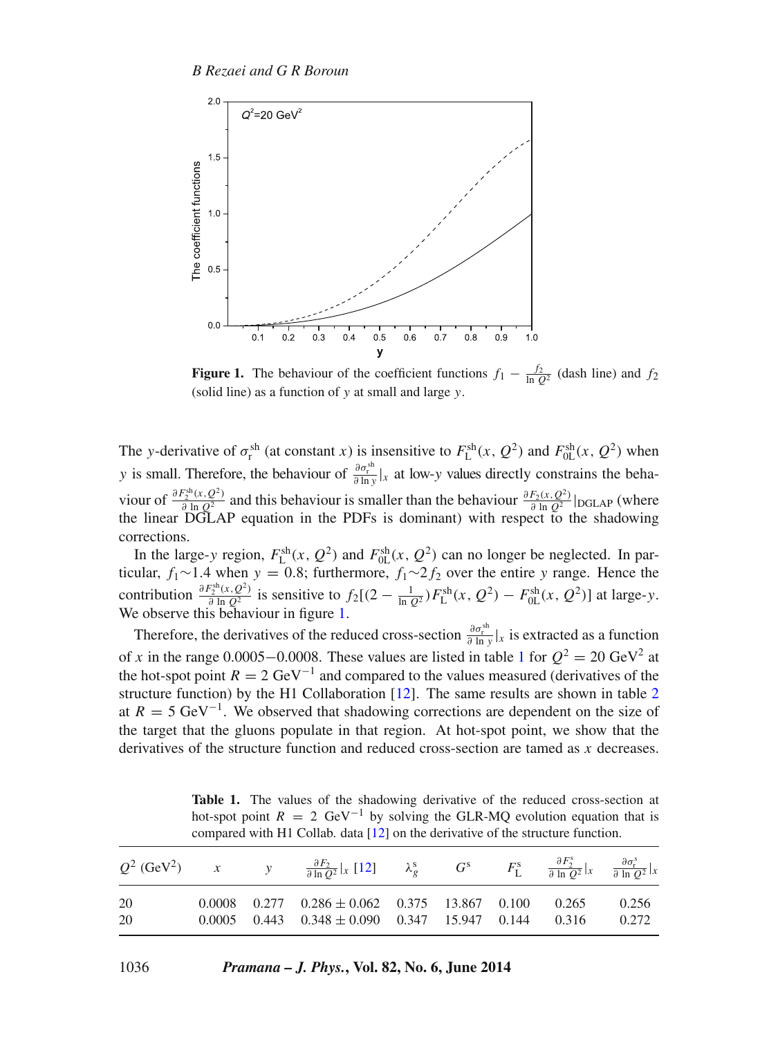Figure 1. The behaviour of the coefficient functions $f_1 - \frac{f_2}{\ln Q^2}$ (dash line) and $f_2$ (solid line) as a function of $y$ at small and large $y$.

The $y$-derivative of $\sigma_r^{sh}$ (at constant $x$) is insensitive to $F_L^{sh}(x, Q^2)$ and $F_{0L}^{sh}(x, Q^2)$ when $y$ is small. Therefore, the behaviour of $\frac{\partial \sigma_r^{sh}}{\partial \ln y}|_x$ at low-$y$ values directly constrains the behaviour of $\frac{\partial F_2^{sh}(x,Q^2)}{\partial \ln Q^2}$ and this behaviour is smaller than the behaviour $\frac{\partial F_2(x,Q^2)}{\partial \ln Q^2}|_{\mathrm{DGLAP}}$ (where the linear DGLAP equation in the PDFs is dominant) with respect to the shadowing corrections.

In the large-$y$ region, $F_L^{sh}(x, Q^2)$ and $F_{0L}^{sh}(x, Q^2)$ can no longer be neglected. In particular, $f_1 \sim 1.4$ when $y = 0.8$; furthermore, $f_1 \sim 2 f_2$ over the entire $y$ range. Hence the contribution $\frac{\partial F_2^{sh}(x,Q^2)}{\partial \ln Q^2}$ is sensitive to $f_2[(2 - \frac{1}{\ln Q^2}) F_L^{sh}(x, Q^2) - F_{0L}^{sh}(x, Q^2)]$ at large-$y$. We observe this behaviour in figure 1.

Therefore, the derivatives of the reduced cross-section $\frac{\partial \sigma_r^{sh}}{\partial \ln y}|_x$ is extracted as a function of $x$ in the range 0.0005−0.0008. These values are listed in table 1 for $Q^2 = 20$ GeV$^2$ at the hot-spot point $R = 2$ GeV$^{-1}$ and compared to the values measured (derivatives of the structure function) by the H1 Collaboration [12]. The same results are shown in table 2 at $R = 5$ GeV$^{-1}$. We observed that shadowing corrections are dependent on the size of the target that the gluons populate in that region. At hot-spot point, we show that the derivatives of the structure function and reduced cross-section are tamed as $x$ decreases.

**Table 1.** The values of the shadowing derivative of the reduced cross-section at hot-spot point $R = 2$ GeV$^{-1}$ by solving the GLR-MQ evolution equation that is compared with H1 Collab. data [12] on the derivative of the structure function.

| $Q^2$ (GeV$^2$) | $x$ | $y$ | $\frac{\partial F_2}{\partial \ln Q^2}\|_x$ [12] | $\lambda_g^s$ | $G^s$ | $F_L^s$ | $\frac{\partial F_2^s}{\partial \ln Q^2}\|_x$ | $\frac{\partial \sigma_r^s}{\partial \ln Q^2}\|_x$ |
|---|---|---|---|---|---|---|---|---|
| 20 | 0.0008 | 0.277 | $0.286 \pm 0.062$ | 0.375 | 13.867 | 0.100 | 0.265 | 0.256 |
| 20 | 0.0005 | 0.443 | $0.348 \pm 0.090$ | 0.347 | 15.947 | 0.144 | 0.316 | 0.272 |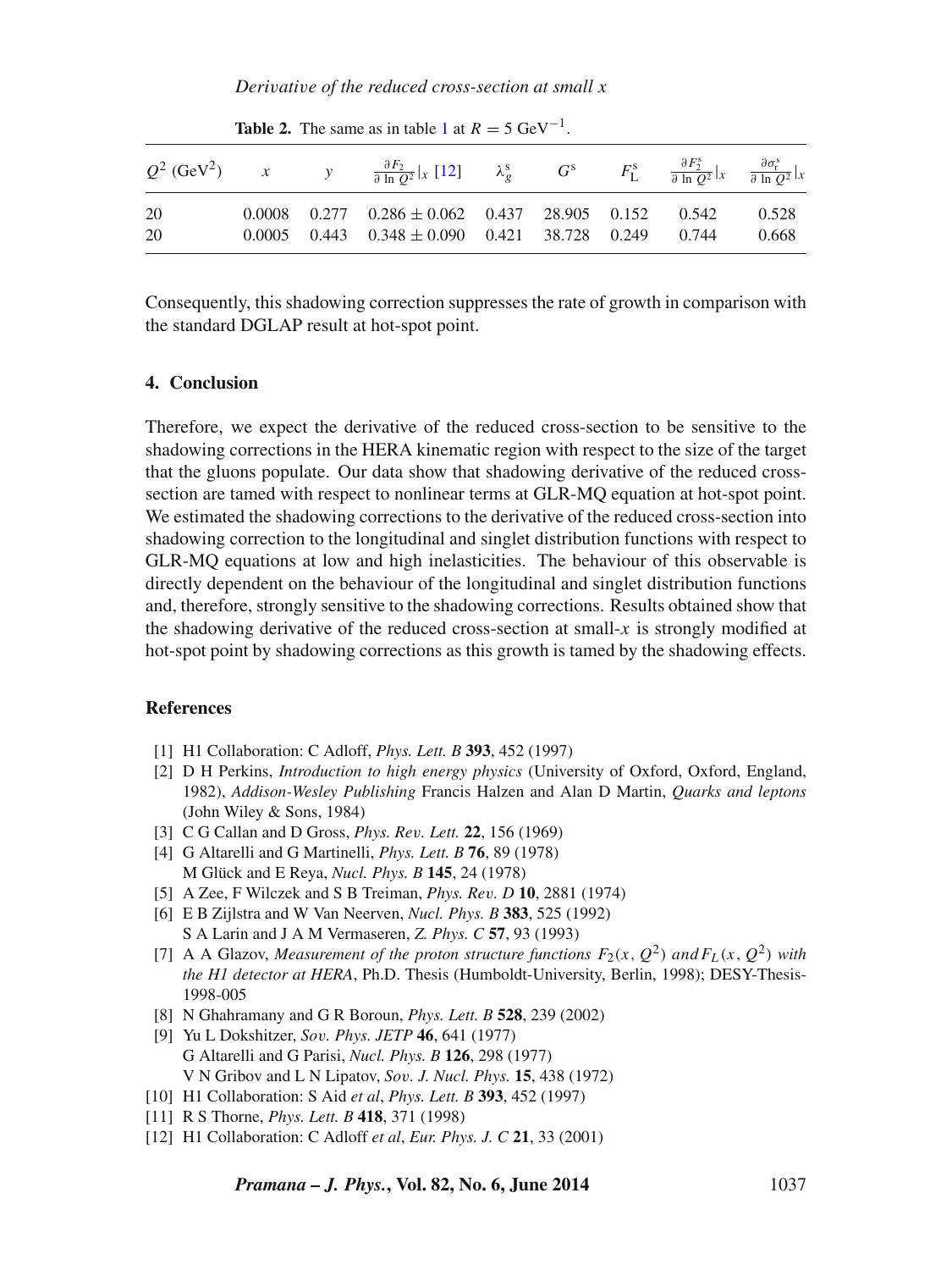**Table 2.** The same as in table 1 at $R = 5$ GeV$^{-1}$.

| $Q^2$ (GeV$^2$) | $x$ | $y$ | $\frac{\partial F_2}{\partial \ln Q^2}\|_x$ [12] | $\lambda_g^s$ | $G^s$ | $F_L^s$ | $\frac{\partial F_2^s}{\partial \ln Q^2}\|_x$ | $\frac{\partial \sigma_r^s}{\partial \ln Q^2}\|_x$ |
|---|---|---|---|---|---|---|---|---|
| 20 | 0.0008 | 0.277 | $0.286 \pm 0.062$ | 0.437 | 28.905 | 0.152 | 0.542 | 0.528 |
| 20 | 0.0005 | 0.443 | $0.348 \pm 0.090$ | 0.421 | 38.728 | 0.249 | 0.744 | 0.668 |

Consequently, this shadowing correction suppresses the rate of growth in comparison with the standard DGLAP result at hot-spot point.

## 4. Conclusion

Therefore, we expect the derivative of the reduced cross-section to be sensitive to the shadowing corrections in the HERA kinematic region with respect to the size of the target that the gluons populate. Our data show that shadowing derivative of the reduced cross-section are tamed with respect to nonlinear terms at GLR-MQ equation at hot-spot point. We estimated the shadowing corrections to the derivative of the reduced cross-section into shadowing correction to the longitudinal and singlet distribution functions with respect to GLR-MQ equations at low and high inelasticities. The behaviour of this observable is directly dependent on the behaviour of the longitudinal and singlet distribution functions and, therefore, strongly sensitive to the shadowing corrections. Results obtained show that the shadowing derivative of the reduced cross-section at small-$x$ is strongly modified at hot-spot point by shadowing corrections as this growth is tamed by the shadowing effects.

## References

[1] H1 Collaboration: C Adloff, *Phys. Lett. B* **393**, 452 (1997)

[2] D H Perkins, *Introduction to high energy physics* (University of Oxford, Oxford, England, 1982), *Addison-Wesley Publishing* Francis Halzen and Alan D Martin, *Quarks and leptons* (John Wiley & Sons, 1984)

[3] C G Callan and D Gross, *Phys. Rev. Lett.* **22**, 156 (1969)

[4] G Altarelli and G Martinelli, *Phys. Lett. B* **76**, 89 (1978)
M Glück and E Reya, *Nucl. Phys. B* **145**, 24 (1978)

[5] A Zee, F Wilczek and S B Treiman, *Phys. Rev. D* **10**, 2881 (1974)

[6] E B Zijlstra and W Van Neerven, *Nucl. Phys. B* **383**, 525 (1992)
S A Larin and J A M Vermaseren, *Z. Phys. C* **57**, 93 (1993)

[7] A A Glazov, *Measurement of the proton structure functions $F_2(x, Q^2)$ and $F_L(x, Q^2)$ with the H1 detector at HERA*, Ph.D. Thesis (Humboldt-University, Berlin, 1998); DESY-Thesis-1998-005

[8] N Ghahramany and G R Boroun, *Phys. Lett. B* **528**, 239 (2002)

[9] Yu L Dokshitzer, *Sov. Phys. JETP* **46**, 641 (1977)
G Altarelli and G Parisi, *Nucl. Phys. B* **126**, 298 (1977)
V N Gribov and L N Lipatov, *Sov. J. Nucl. Phys.* **15**, 438 (1972)

[10] H1 Collaboration: S Aid *et al*, *Phys. Lett. B* **393**, 452 (1997)

[11] R S Thorne, *Phys. Lett. B* **418**, 371 (1998)

[12] H1 Collaboration: C Adloff *et al*, *Eur. Phys. J. C* **21**, 33 (2001)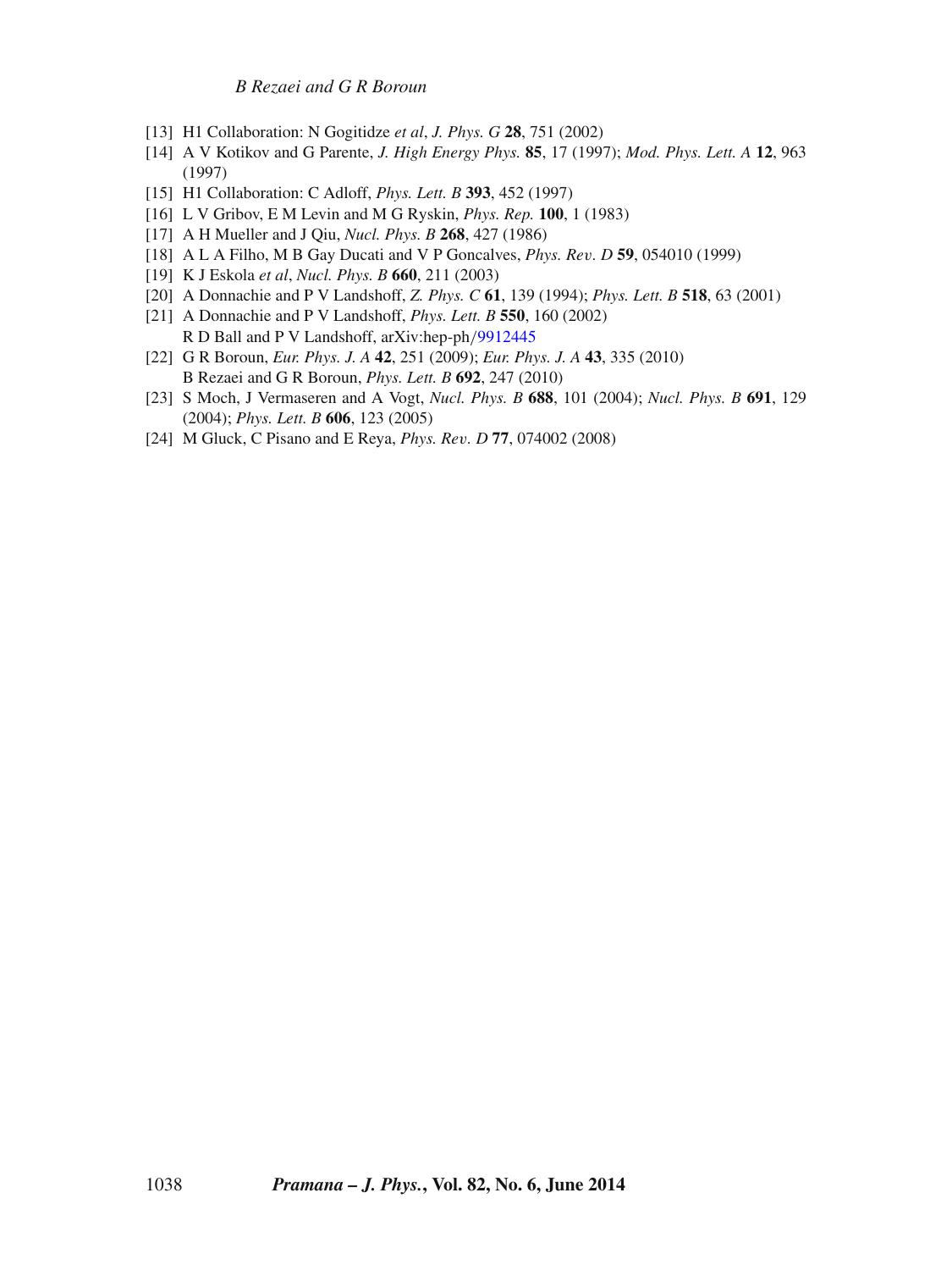[13] H1 Collaboration: N Gogitidze *et al*, *J. Phys. G* **28**, 751 (2002)

[14] A V Kotikov and G Parente, *J. High Energy Phys.* **85**, 17 (1997); *Mod. Phys. Lett. A* **12**, 963 (1997)

[15] H1 Collaboration: C Adloff, *Phys. Lett. B* **393**, 452 (1997)

[16] L V Gribov, E M Levin and M G Ryskin, *Phys. Rep.* **100**, 1 (1983)

[17] A H Mueller and J Qiu, *Nucl. Phys. B* **268**, 427 (1986)

[18] A L A Filho, M B Gay Ducati and V P Goncalves, *Phys. Rev. D* **59**, 054010 (1999)

[19] K J Eskola *et al*, *Nucl. Phys. B* **660**, 211 (2003)

[20] A Donnachie and P V Landshoff, *Z. Phys. C* **61**, 139 (1994); *Phys. Lett. B* **518**, 63 (2001)

[21] A Donnachie and P V Landshoff, *Phys. Lett. B* **550**, 160 (2002)
R D Ball and P V Landshoff, arXiv:hep-ph/9912445

[22] G R Boroun, *Eur. Phys. J. A* **42**, 251 (2009); *Eur. Phys. J. A* **43**, 335 (2010)
B Rezaei and G R Boroun, *Phys. Lett. B* **692**, 247 (2010)

[23] S Moch, J Vermaseren and A Vogt, *Nucl. Phys. B* **688**, 101 (2004); *Nucl. Phys. B* **691**, 129 (2004); *Phys. Lett. B* **606**, 123 (2005)

[24] M Gluck, C Pisano and E Reya, *Phys. Rev. D* **77**, 074002 (2008)